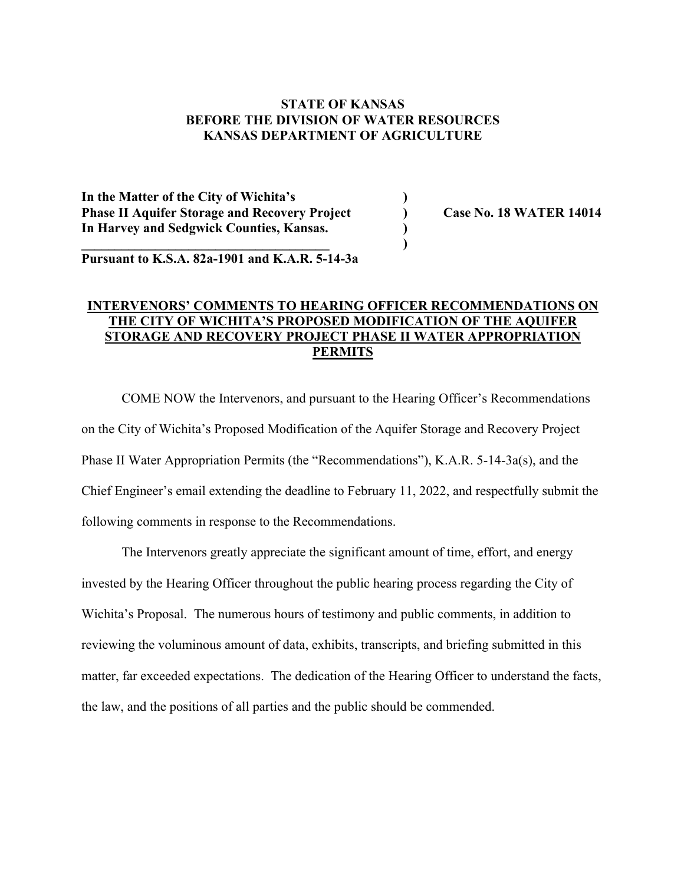**STATE OF KANSAS**
**BEFORE THE DIVISION OF WATER RESOURCES**
**KANSAS DEPARTMENT OF AGRICULTURE**

**In the Matter of the City of Wichita's** )
**Phase II Aquifer Storage and Recovery Project** ) **Case No. 18 WATER 14014**
**In Harvey and Sedgwick Counties, Kansas.** )
______________________________________ )
**Pursuant to K.S.A. 82a-1901 and K.A.R. 5-14-3a**

**INTERVENORS' COMMENTS TO HEARING OFFICER RECOMMENDATIONS ON THE CITY OF WICHITA'S PROPOSED MODIFICATION OF THE AQUIFER STORAGE AND RECOVERY PROJECT PHASE II WATER APPROPRIATION PERMITS**

COME NOW the Intervenors, and pursuant to the Hearing Officer's Recommendations on the City of Wichita's Proposed Modification of the Aquifer Storage and Recovery Project Phase II Water Appropriation Permits (the "Recommendations"), K.A.R. 5-14-3a(s), and the Chief Engineer's email extending the deadline to February 11, 2022, and respectfully submit the following comments in response to the Recommendations.

The Intervenors greatly appreciate the significant amount of time, effort, and energy invested by the Hearing Officer throughout the public hearing process regarding the City of Wichita's Proposal. The numerous hours of testimony and public comments, in addition to reviewing the voluminous amount of data, exhibits, transcripts, and briefing submitted in this matter, far exceeded expectations. The dedication of the Hearing Officer to understand the facts, the law, and the positions of all parties and the public should be commended.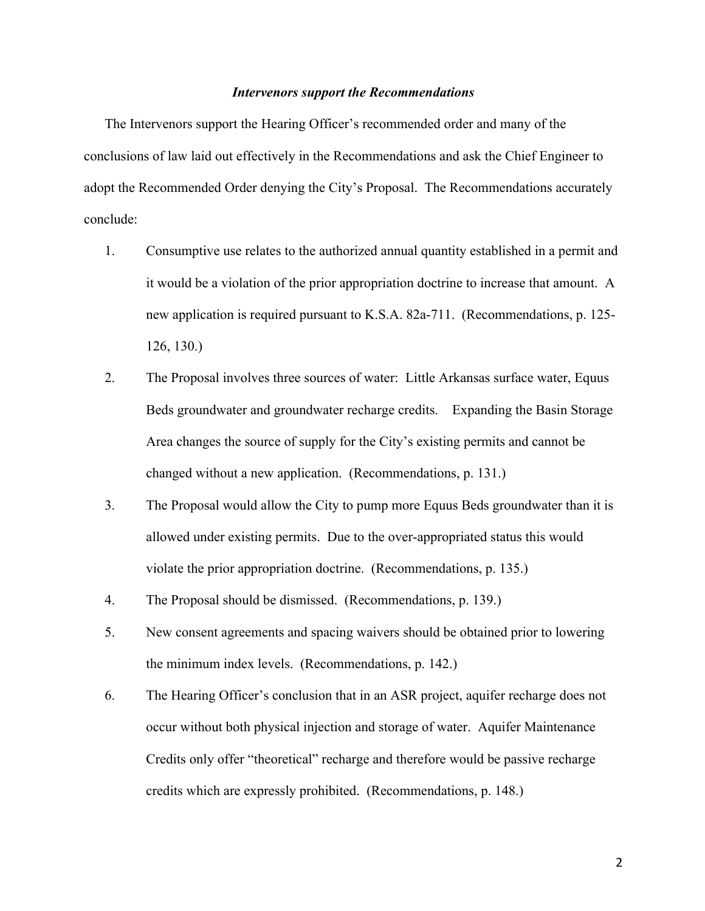### *Intervenors support the Recommendations*

The Intervenors support the Hearing Officer's recommended order and many of the conclusions of law laid out effectively in the Recommendations and ask the Chief Engineer to adopt the Recommended Order denying the City's Proposal. The Recommendations accurately conclude:

1. Consumptive use relates to the authorized annual quantity established in a permit and it would be a violation of the prior appropriation doctrine to increase that amount. A new application is required pursuant to K.S.A. 82a-711. (Recommendations, p. 125-126, 130.)
2. The Proposal involves three sources of water: Little Arkansas surface water, Equus Beds groundwater and groundwater recharge credits. Expanding the Basin Storage Area changes the source of supply for the City's existing permits and cannot be changed without a new application. (Recommendations, p. 131.)
3. The Proposal would allow the City to pump more Equus Beds groundwater than it is allowed under existing permits. Due to the over-appropriated status this would violate the prior appropriation doctrine. (Recommendations, p. 135.)
4. The Proposal should be dismissed. (Recommendations, p. 139.)
5. New consent agreements and spacing waivers should be obtained prior to lowering the minimum index levels. (Recommendations, p. 142.)
6. The Hearing Officer's conclusion that in an ASR project, aquifer recharge does not occur without both physical injection and storage of water. Aquifer Maintenance Credits only offer "theoretical" recharge and therefore would be passive recharge credits which are expressly prohibited. (Recommendations, p. 148.)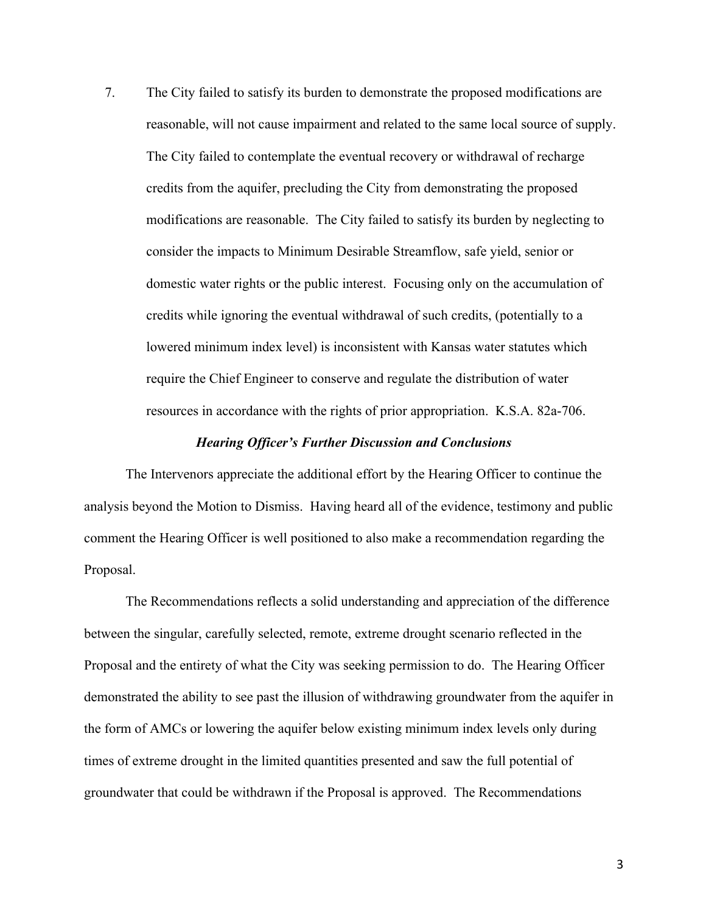7. The City failed to satisfy its burden to demonstrate the proposed modifications are reasonable, will not cause impairment and related to the same local source of supply. The City failed to contemplate the eventual recovery or withdrawal of recharge credits from the aquifer, precluding the City from demonstrating the proposed modifications are reasonable. The City failed to satisfy its burden by neglecting to consider the impacts to Minimum Desirable Streamflow, safe yield, senior or domestic water rights or the public interest. Focusing only on the accumulation of credits while ignoring the eventual withdrawal of such credits, (potentially to a lowered minimum index level) is inconsistent with Kansas water statutes which require the Chief Engineer to conserve and regulate the distribution of water resources in accordance with the rights of prior appropriation. K.S.A. 82a-706.

***Hearing Officer's Further Discussion and Conclusions***

The Intervenors appreciate the additional effort by the Hearing Officer to continue the analysis beyond the Motion to Dismiss. Having heard all of the evidence, testimony and public comment the Hearing Officer is well positioned to also make a recommendation regarding the Proposal.

The Recommendations reflects a solid understanding and appreciation of the difference between the singular, carefully selected, remote, extreme drought scenario reflected in the Proposal and the entirety of what the City was seeking permission to do. The Hearing Officer demonstrated the ability to see past the illusion of withdrawing groundwater from the aquifer in the form of AMCs or lowering the aquifer below existing minimum index levels only during times of extreme drought in the limited quantities presented and saw the full potential of groundwater that could be withdrawn if the Proposal is approved. The Recommendations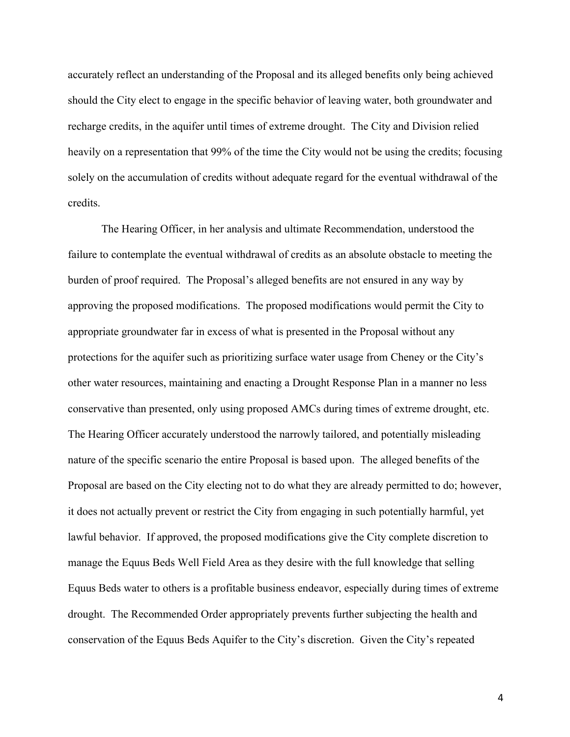accurately reflect an understanding of the Proposal and its alleged benefits only being achieved should the City elect to engage in the specific behavior of leaving water, both groundwater and recharge credits, in the aquifer until times of extreme drought. The City and Division relied heavily on a representation that 99% of the time the City would not be using the credits; focusing solely on the accumulation of credits without adequate regard for the eventual withdrawal of the credits.

The Hearing Officer, in her analysis and ultimate Recommendation, understood the failure to contemplate the eventual withdrawal of credits as an absolute obstacle to meeting the burden of proof required. The Proposal's alleged benefits are not ensured in any way by approving the proposed modifications. The proposed modifications would permit the City to appropriate groundwater far in excess of what is presented in the Proposal without any protections for the aquifer such as prioritizing surface water usage from Cheney or the City's other water resources, maintaining and enacting a Drought Response Plan in a manner no less conservative than presented, only using proposed AMCs during times of extreme drought, etc. The Hearing Officer accurately understood the narrowly tailored, and potentially misleading nature of the specific scenario the entire Proposal is based upon. The alleged benefits of the Proposal are based on the City electing not to do what they are already permitted to do; however, it does not actually prevent or restrict the City from engaging in such potentially harmful, yet lawful behavior. If approved, the proposed modifications give the City complete discretion to manage the Equus Beds Well Field Area as they desire with the full knowledge that selling Equus Beds water to others is a profitable business endeavor, especially during times of extreme drought. The Recommended Order appropriately prevents further subjecting the health and conservation of the Equus Beds Aquifer to the City's discretion. Given the City's repeated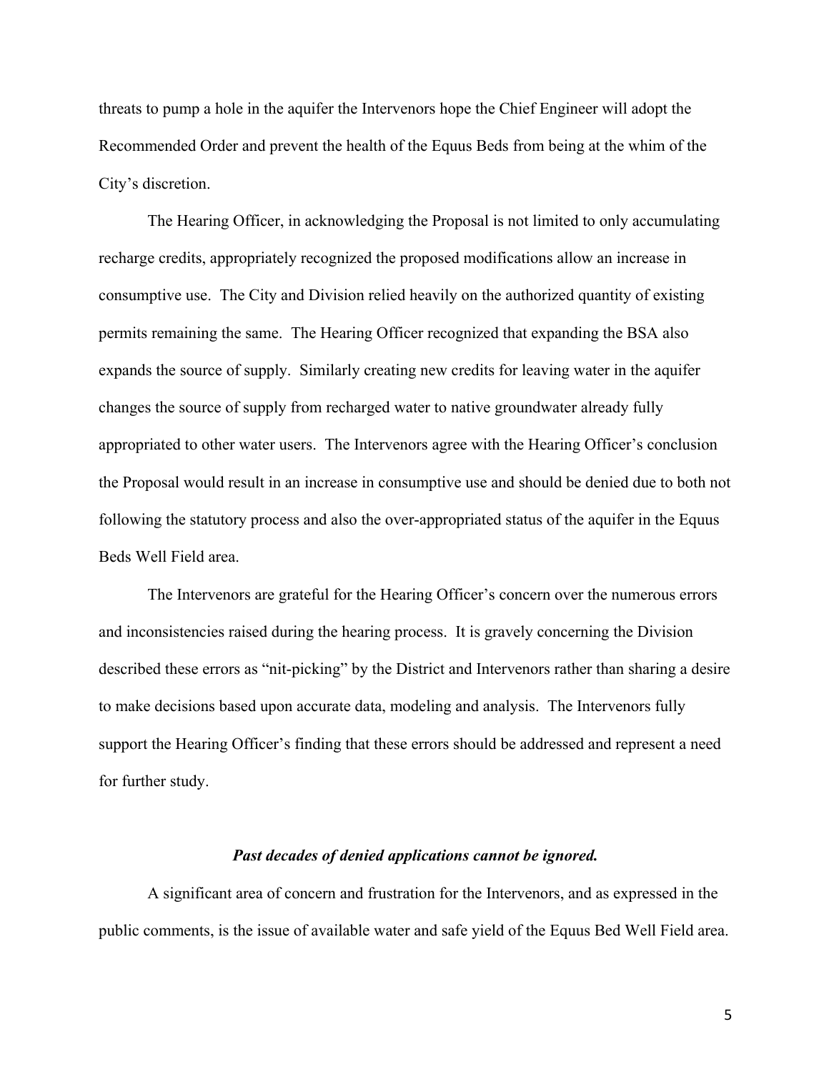threats to pump a hole in the aquifer the Intervenors hope the Chief Engineer will adopt the Recommended Order and prevent the health of the Equus Beds from being at the whim of the City's discretion.

The Hearing Officer, in acknowledging the Proposal is not limited to only accumulating recharge credits, appropriately recognized the proposed modifications allow an increase in consumptive use. The City and Division relied heavily on the authorized quantity of existing permits remaining the same. The Hearing Officer recognized that expanding the BSA also expands the source of supply. Similarly creating new credits for leaving water in the aquifer changes the source of supply from recharged water to native groundwater already fully appropriated to other water users. The Intervenors agree with the Hearing Officer's conclusion the Proposal would result in an increase in consumptive use and should be denied due to both not following the statutory process and also the over-appropriated status of the aquifer in the Equus Beds Well Field area.

The Intervenors are grateful for the Hearing Officer's concern over the numerous errors and inconsistencies raised during the hearing process. It is gravely concerning the Division described these errors as "nit-picking" by the District and Intervenors rather than sharing a desire to make decisions based upon accurate data, modeling and analysis. The Intervenors fully support the Hearing Officer's finding that these errors should be addressed and represent a need for further study.

***Past decades of denied applications cannot be ignored.***

A significant area of concern and frustration for the Intervenors, and as expressed in the public comments, is the issue of available water and safe yield of the Equus Bed Well Field area.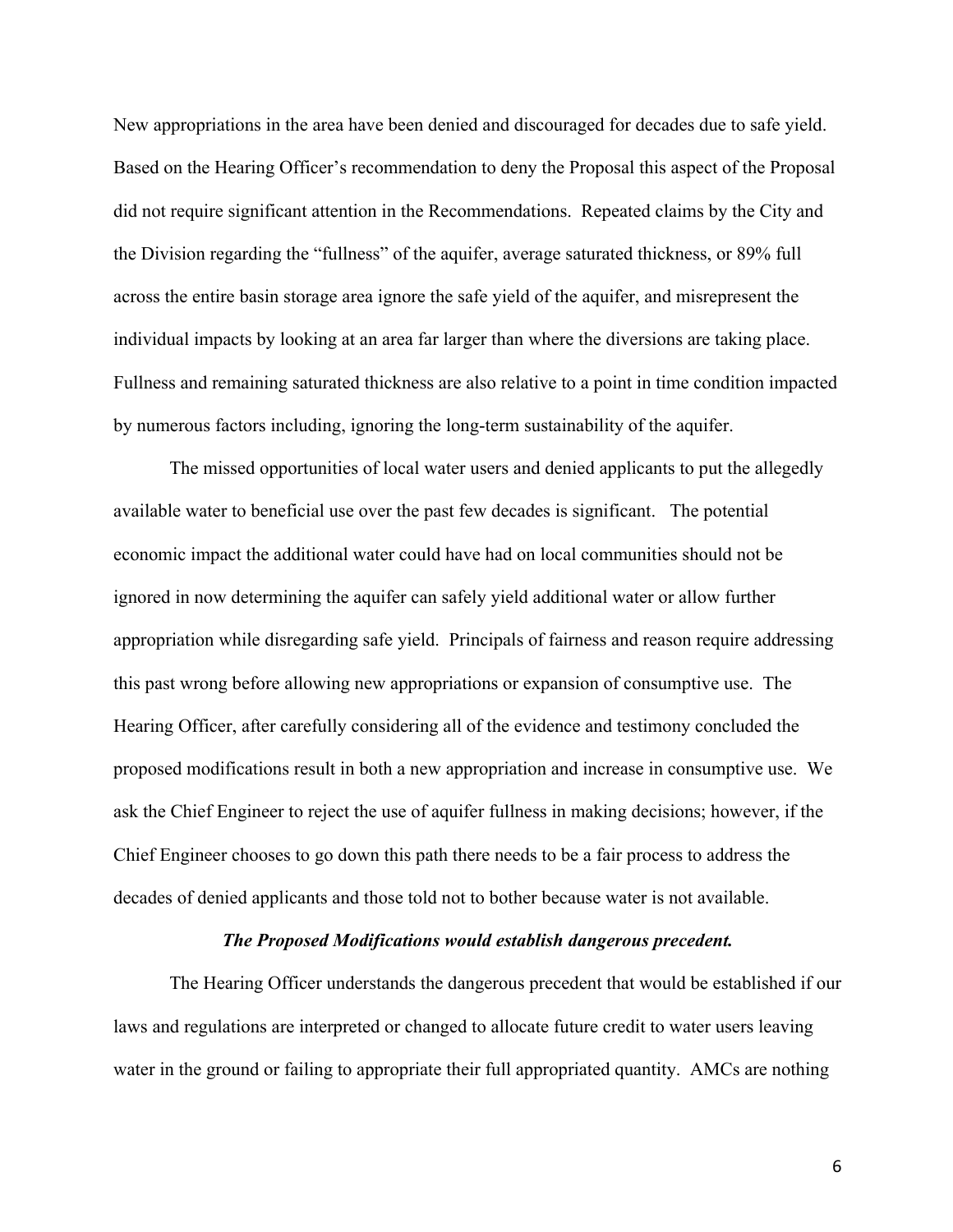New appropriations in the area have been denied and discouraged for decades due to safe yield. Based on the Hearing Officer's recommendation to deny the Proposal this aspect of the Proposal did not require significant attention in the Recommendations. Repeated claims by the City and the Division regarding the "fullness" of the aquifer, average saturated thickness, or 89% full across the entire basin storage area ignore the safe yield of the aquifer, and misrepresent the individual impacts by looking at an area far larger than where the diversions are taking place. Fullness and remaining saturated thickness are also relative to a point in time condition impacted by numerous factors including, ignoring the long-term sustainability of the aquifer.

The missed opportunities of local water users and denied applicants to put the allegedly available water to beneficial use over the past few decades is significant. The potential economic impact the additional water could have had on local communities should not be ignored in now determining the aquifer can safely yield additional water or allow further appropriation while disregarding safe yield. Principals of fairness and reason require addressing this past wrong before allowing new appropriations or expansion of consumptive use. The Hearing Officer, after carefully considering all of the evidence and testimony concluded the proposed modifications result in both a new appropriation and increase in consumptive use. We ask the Chief Engineer to reject the use of aquifer fullness in making decisions; however, if the Chief Engineer chooses to go down this path there needs to be a fair process to address the decades of denied applicants and those told not to bother because water is not available.

***The Proposed Modifications would establish dangerous precedent.***

The Hearing Officer understands the dangerous precedent that would be established if our laws and regulations are interpreted or changed to allocate future credit to water users leaving water in the ground or failing to appropriate their full appropriated quantity. AMCs are nothing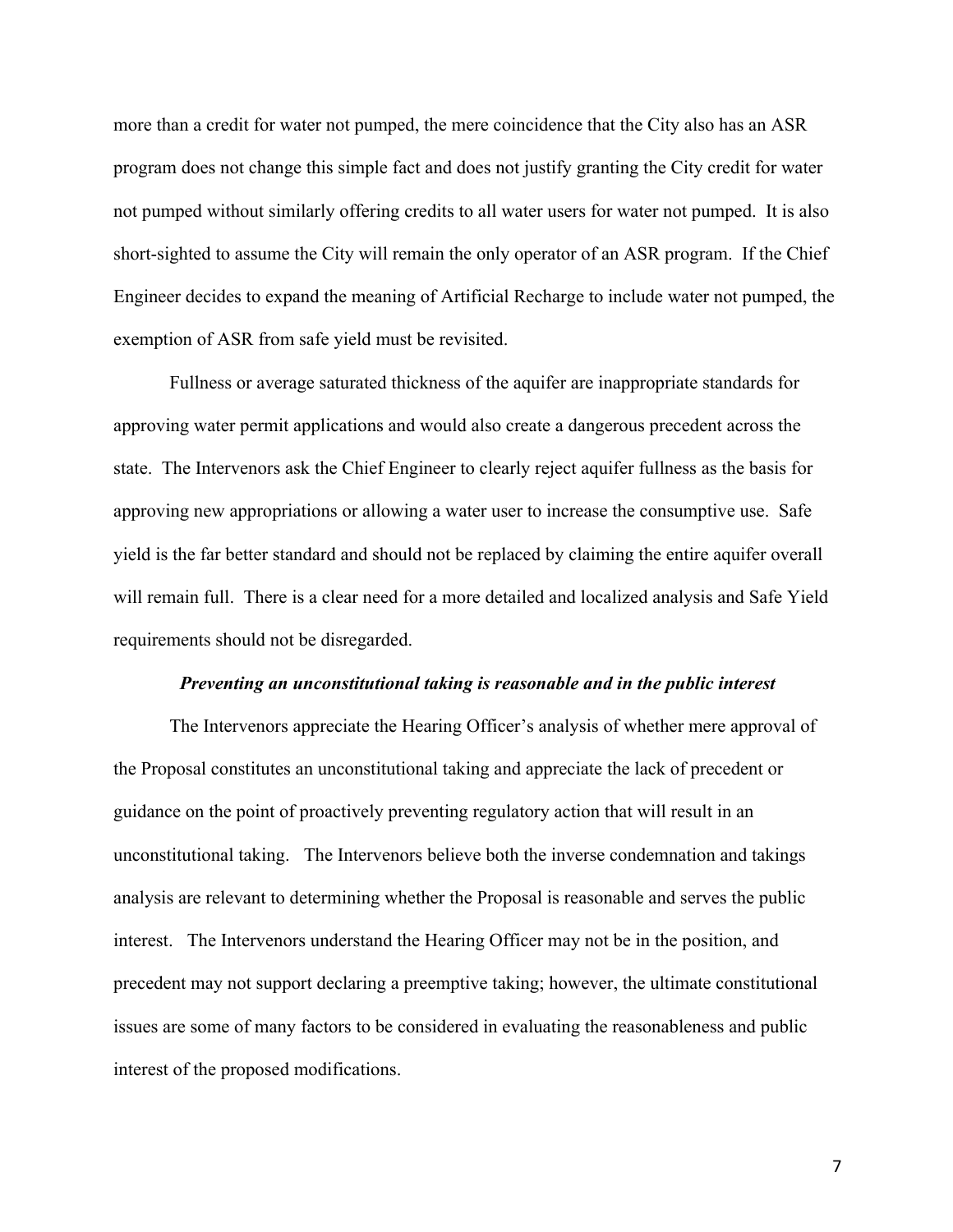more than a credit for water not pumped, the mere coincidence that the City also has an ASR program does not change this simple fact and does not justify granting the City credit for water not pumped without similarly offering credits to all water users for water not pumped. It is also short-sighted to assume the City will remain the only operator of an ASR program. If the Chief Engineer decides to expand the meaning of Artificial Recharge to include water not pumped, the exemption of ASR from safe yield must be revisited.

Fullness or average saturated thickness of the aquifer are inappropriate standards for approving water permit applications and would also create a dangerous precedent across the state. The Intervenors ask the Chief Engineer to clearly reject aquifer fullness as the basis for approving new appropriations or allowing a water user to increase the consumptive use. Safe yield is the far better standard and should not be replaced by claiming the entire aquifer overall will remain full. There is a clear need for a more detailed and localized analysis and Safe Yield requirements should not be disregarded.

***Preventing an unconstitutional taking is reasonable and in the public interest***

The Intervenors appreciate the Hearing Officer's analysis of whether mere approval of the Proposal constitutes an unconstitutional taking and appreciate the lack of precedent or guidance on the point of proactively preventing regulatory action that will result in an unconstitutional taking. The Intervenors believe both the inverse condemnation and takings analysis are relevant to determining whether the Proposal is reasonable and serves the public interest. The Intervenors understand the Hearing Officer may not be in the position, and precedent may not support declaring a preemptive taking; however, the ultimate constitutional issues are some of many factors to be considered in evaluating the reasonableness and public interest of the proposed modifications.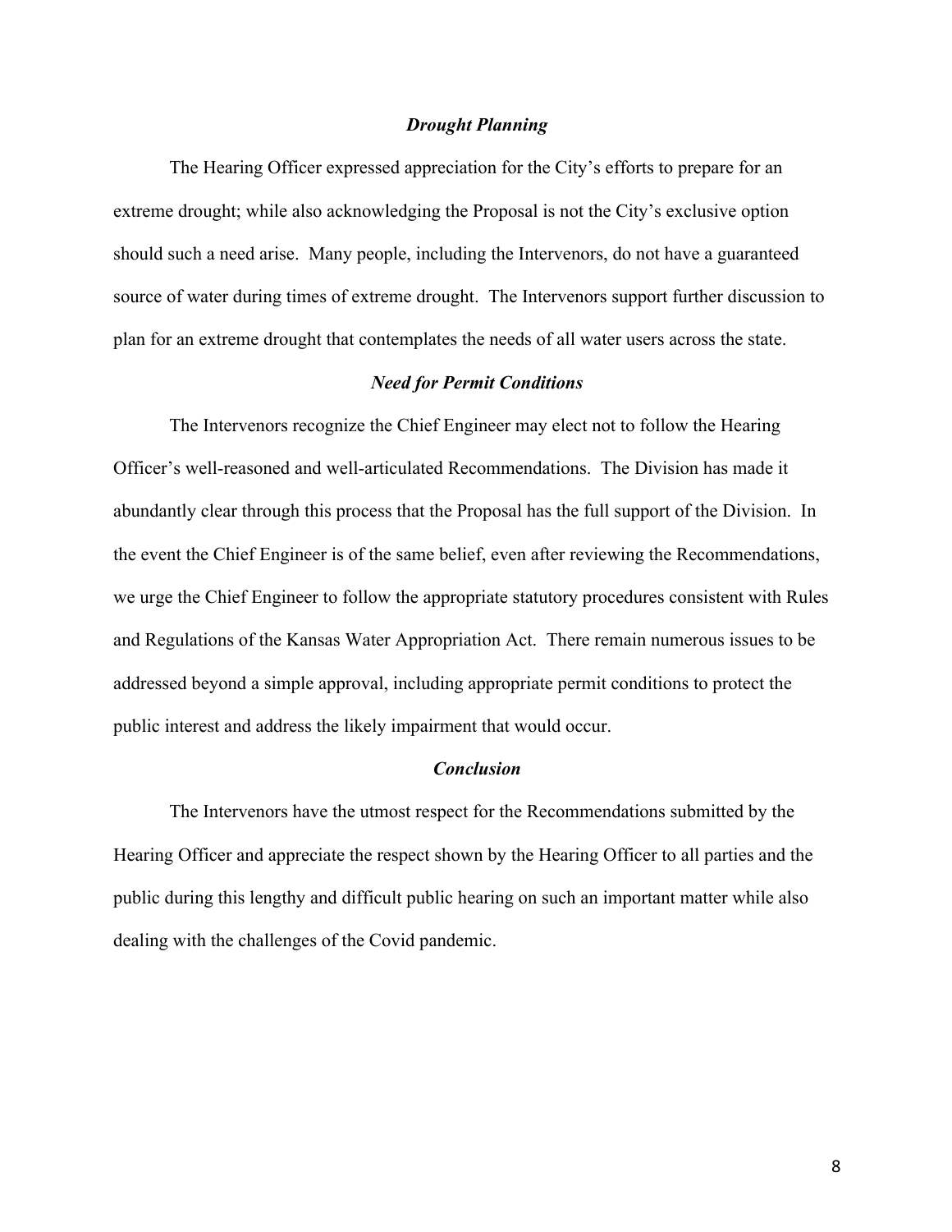***Drought Planning***

The Hearing Officer expressed appreciation for the City's efforts to prepare for an extreme drought; while also acknowledging the Proposal is not the City's exclusive option should such a need arise. Many people, including the Intervenors, do not have a guaranteed source of water during times of extreme drought. The Intervenors support further discussion to plan for an extreme drought that contemplates the needs of all water users across the state.

***Need for Permit Conditions***

The Intervenors recognize the Chief Engineer may elect not to follow the Hearing Officer's well-reasoned and well-articulated Recommendations. The Division has made it abundantly clear through this process that the Proposal has the full support of the Division. In the event the Chief Engineer is of the same belief, even after reviewing the Recommendations, we urge the Chief Engineer to follow the appropriate statutory procedures consistent with Rules and Regulations of the Kansas Water Appropriation Act. There remain numerous issues to be addressed beyond a simple approval, including appropriate permit conditions to protect the public interest and address the likely impairment that would occur.

***Conclusion***

The Intervenors have the utmost respect for the Recommendations submitted by the Hearing Officer and appreciate the respect shown by the Hearing Officer to all parties and the public during this lengthy and difficult public hearing on such an important matter while also dealing with the challenges of the Covid pandemic.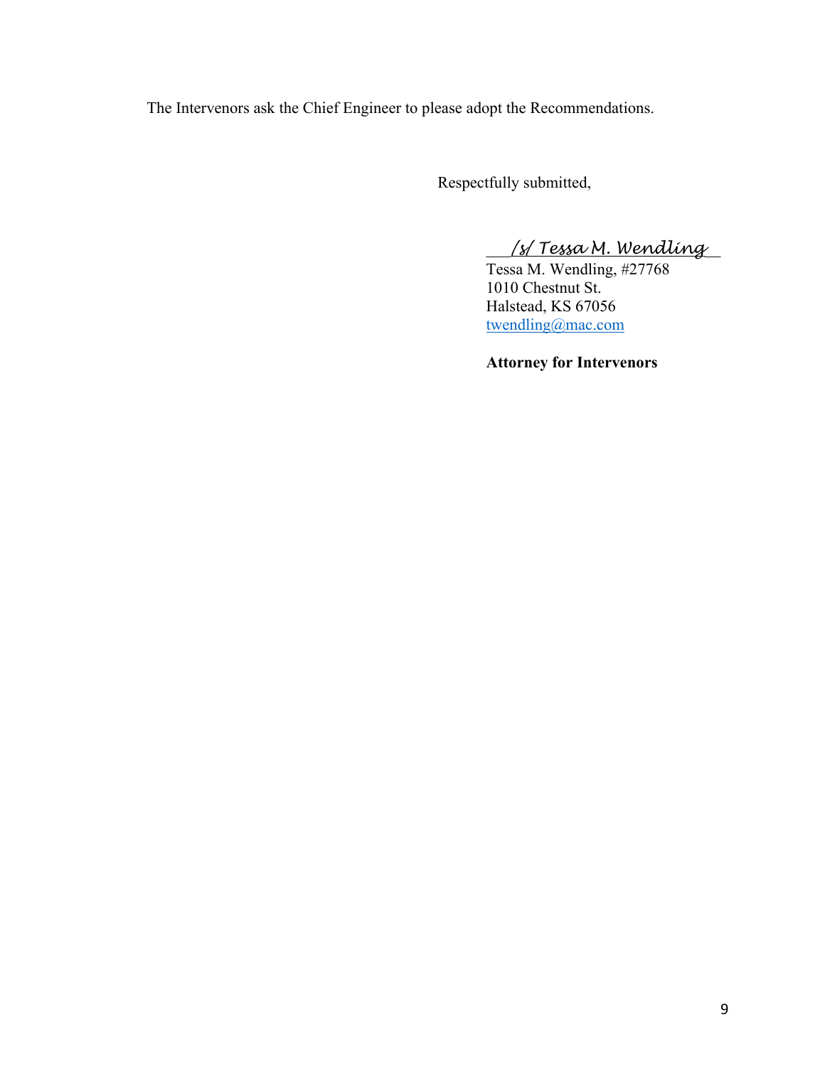The Intervenors ask the Chief Engineer to please adopt the Recommendations.

Respectfully submitted,

/s/ Tessa M. Wendling
Tessa M. Wendling, #27768
1010 Chestnut St.
Halstead, KS 67056
twendling@mac.com

**Attorney for Intervenors**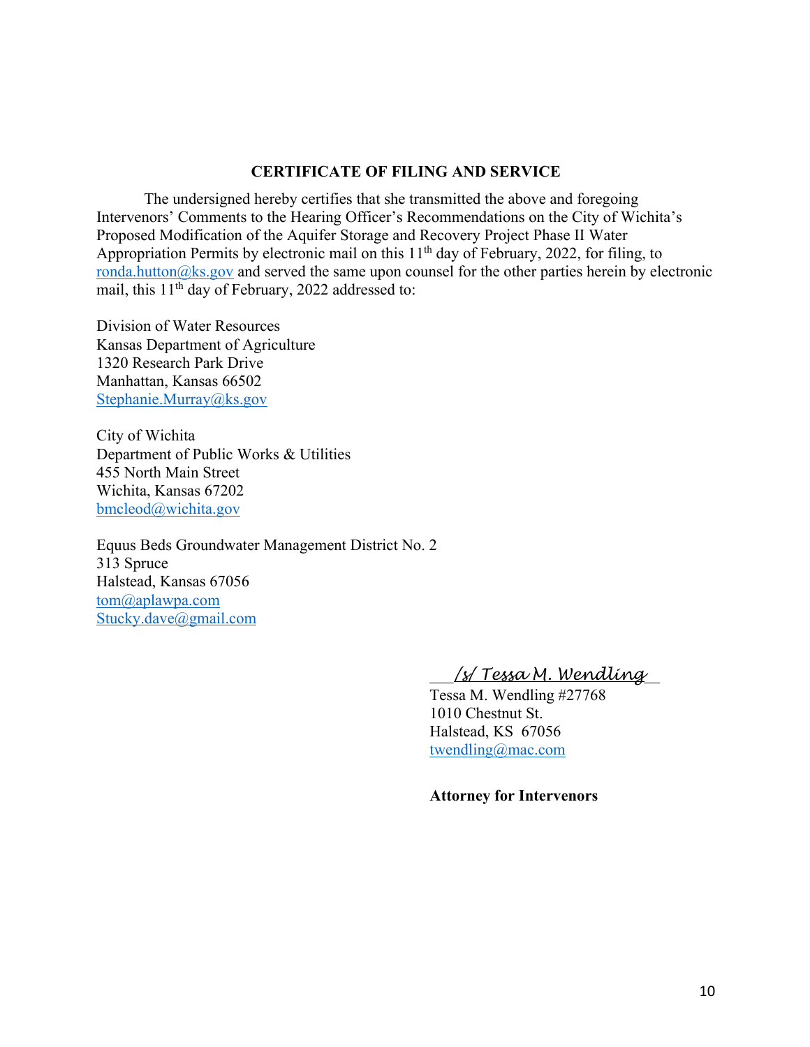## CERTIFICATE OF FILING AND SERVICE

The undersigned hereby certifies that she transmitted the above and foregoing Intervenors' Comments to the Hearing Officer's Recommendations on the City of Wichita's Proposed Modification of the Aquifer Storage and Recovery Project Phase II Water Appropriation Permits by electronic mail on this 11th day of February, 2022, for filing, to ronda.hutton@ks.gov and served the same upon counsel for the other parties herein by electronic mail, this 11th day of February, 2022 addressed to:

Division of Water Resources
Kansas Department of Agriculture
1320 Research Park Drive
Manhattan, Kansas 66502
Stephanie.Murray@ks.gov

City of Wichita
Department of Public Works & Utilities
455 North Main Street
Wichita, Kansas 67202
bmcleod@wichita.gov

Equus Beds Groundwater Management District No. 2
313 Spruce
Halstead, Kansas 67056
tom@aplawpa.com
Stucky.dave@gmail.com

/s/ Tessa M. Wendling
Tessa M. Wendling #27768
1010 Chestnut St.
Halstead, KS 67056
twendling@mac.com

**Attorney for Intervenors**